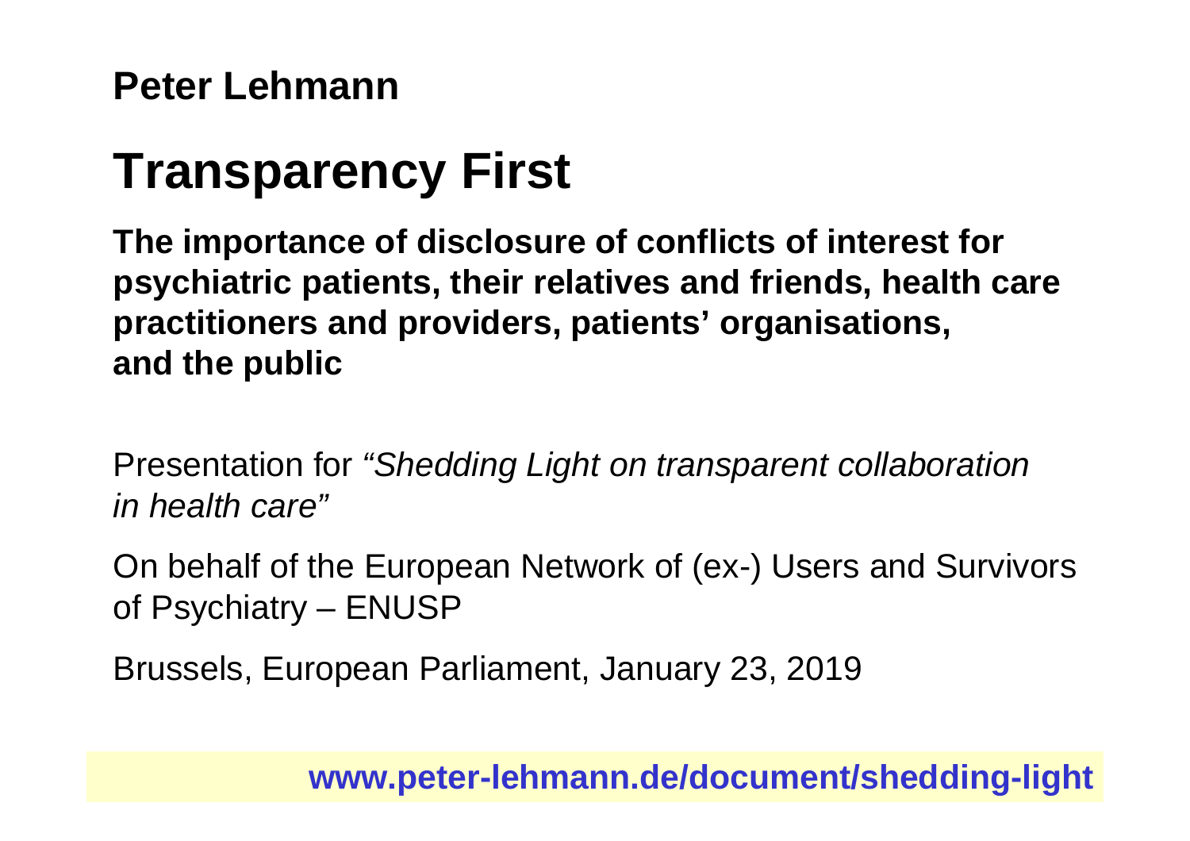**Peter Lehmann**

# Transparency First

**The importance of disclosure of conflicts of interest for psychiatric patients, their relatives and friends, health care practitioners and providers, patients' organisations, and the public**

Presentation for *"Shedding Light on transparent collaboration in health care"*

On behalf of the European Network of (ex-) Users and Survivors of Psychiatry – ENUSP

Brussels, European Parliament, January 23, 2019

**www.peter-lehmann.de/document/shedding-light**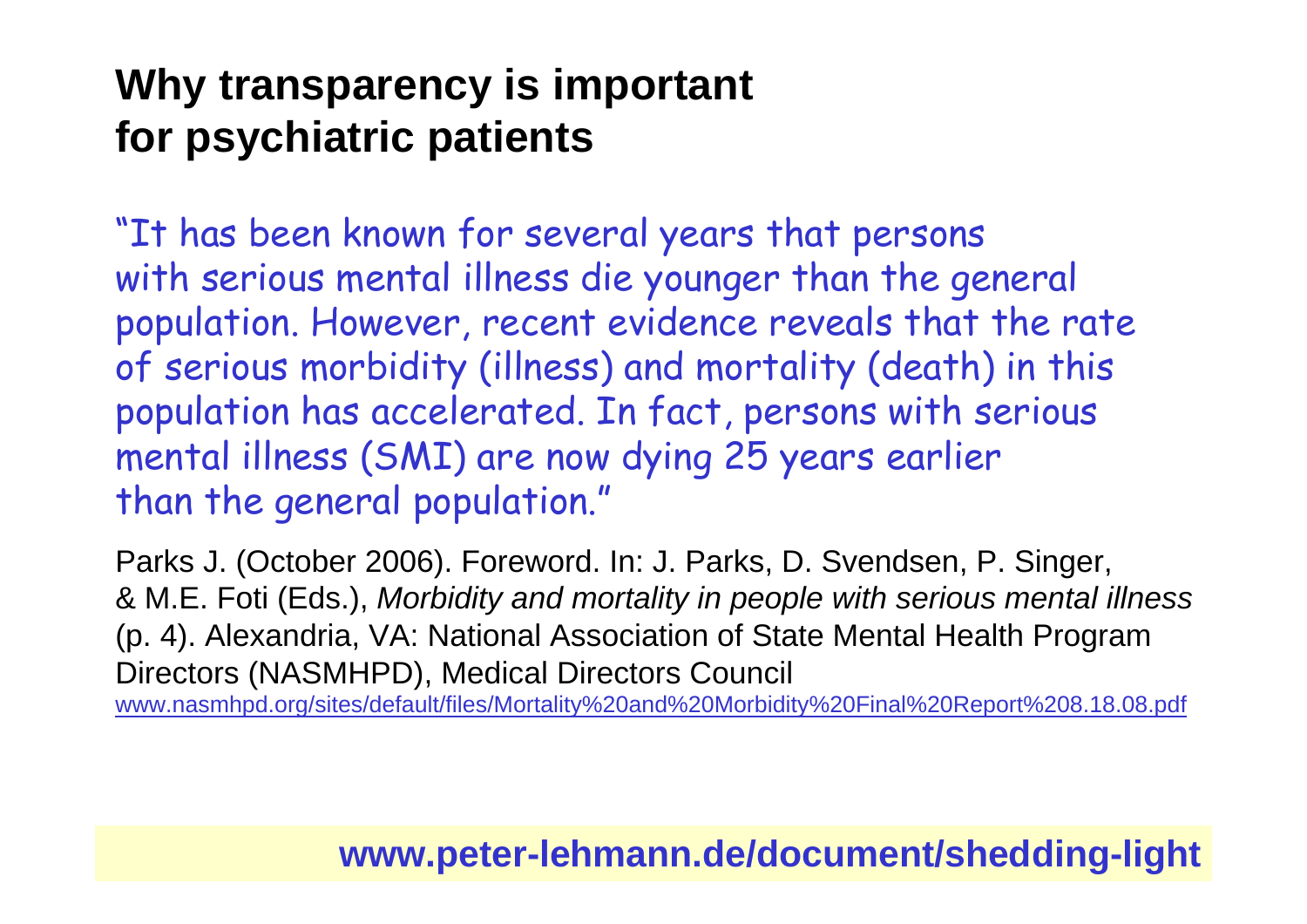# Why transparency is important for psychiatric patients

"It has been known for several years that persons with serious mental illness die younger than the general population. However, recent evidence reveals that the rate of serious morbidity (illness) and mortality (death) in this population has accelerated. In fact, persons with serious mental illness (SMI) are now dying 25 years earlier than the general population."

Parks J. (October 2006). Foreword. In: J. Parks, D. Svendsen, P. Singer, & M.E. Foti (Eds.), *Morbidity and mortality in people with serious mental illness* (p. 4). Alexandria, VA: National Association of State Mental Health Program Directors (NASMHPD), Medical Directors Council
www.nasmhpd.org/sites/default/files/Mortality%20and%20Morbidity%20Final%20Report%208.18.08.pdf

**www.peter-lehmann.de/document/shedding-light**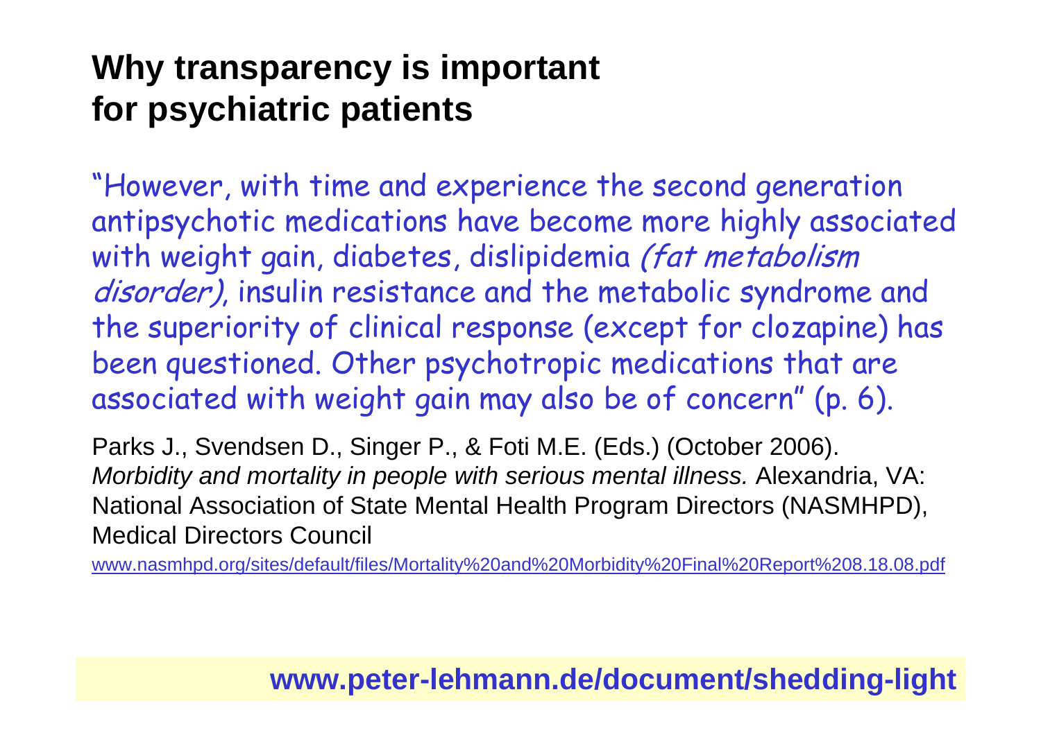# Why transparency is important for psychiatric patients

"However, with time and experience the second generation antipsychotic medications have become more highly associated with weight gain, diabetes, dislipidemia *(fat metabolism disorder)*, insulin resistance and the metabolic syndrome and the superiority of clinical response (except for clozapine) has been questioned. Other psychotropic medications that are associated with weight gain may also be of concern" (p. 6).

Parks J., Svendsen D., Singer P., & Foti M.E. (Eds.) (October 2006). *Morbidity and mortality in people with serious mental illness.* Alexandria, VA: National Association of State Mental Health Program Directors (NASMHPD), Medical Directors Council

www.nasmhpd.org/sites/default/files/Mortality%20and%20Morbidity%20Final%20Report%208.18.08.pdf

**www.peter-lehmann.de/document/shedding-light**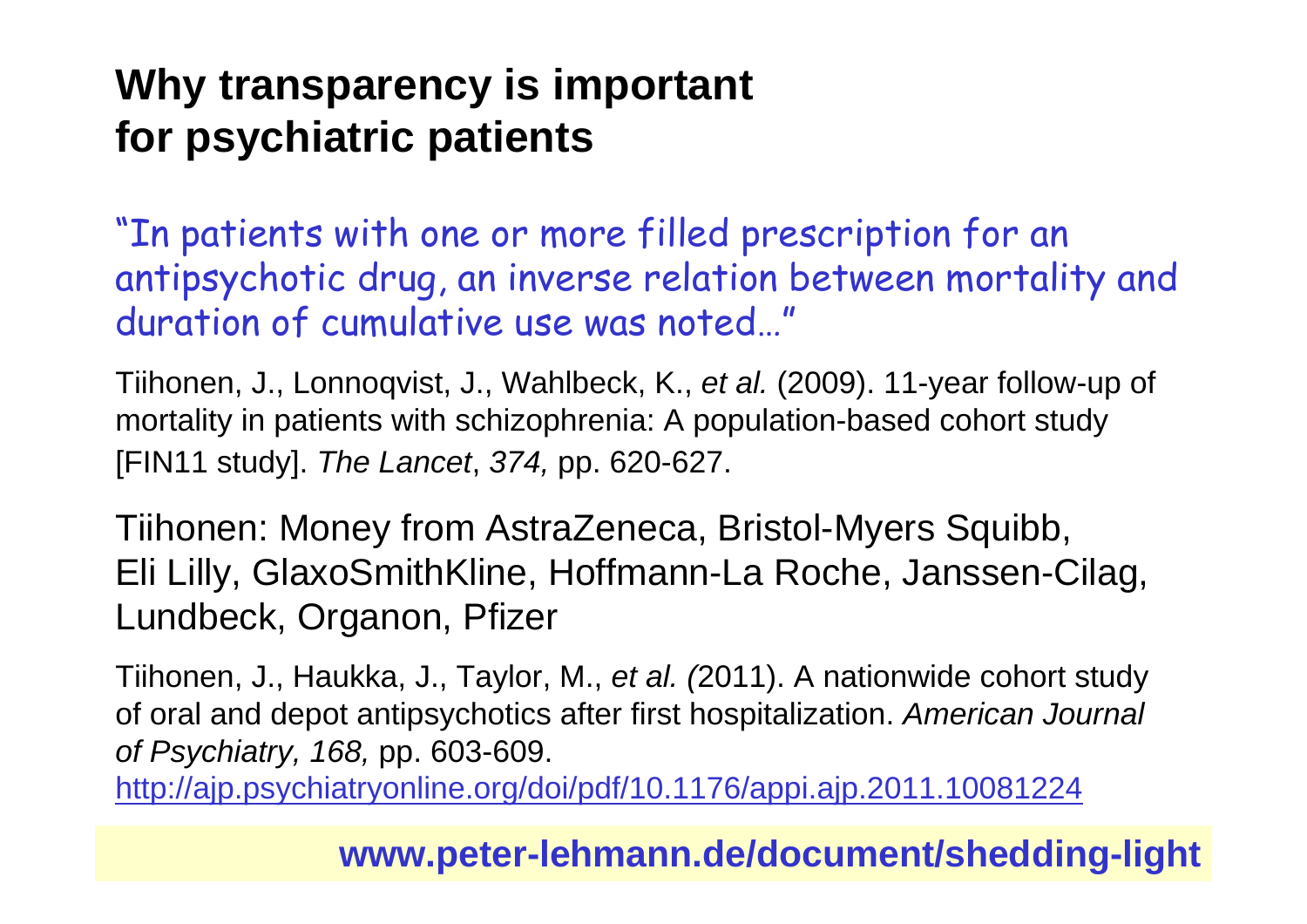# Why transparency is important for psychiatric patients

"In patients with one or more filled prescription for an antipsychotic drug, an inverse relation between mortality and duration of cumulative use was noted…"

Tiihonen, J., Lonnoqvist, J., Wahlbeck, K., *et al.* (2009). 11-year follow-up of mortality in patients with schizophrenia: A population-based cohort study [FIN11 study]. *The Lancet*, *374,* pp. 620-627.

Tiihonen: Money from AstraZeneca, Bristol-Myers Squibb, Eli Lilly, GlaxoSmithKline, Hoffmann-La Roche, Janssen-Cilag, Lundbeck, Organon, Pfizer

Tiihonen, J., Haukka, J., Taylor, M., *et al.* (2011). A nationwide cohort study of oral and depot antipsychotics after first hospitalization. *American Journal of Psychiatry, 168,* pp. 603-609. http://ajp.psychiatryonline.org/doi/pdf/10.1176/appi.ajp.2011.10081224

**www.peter-lehmann.de/document/shedding-light**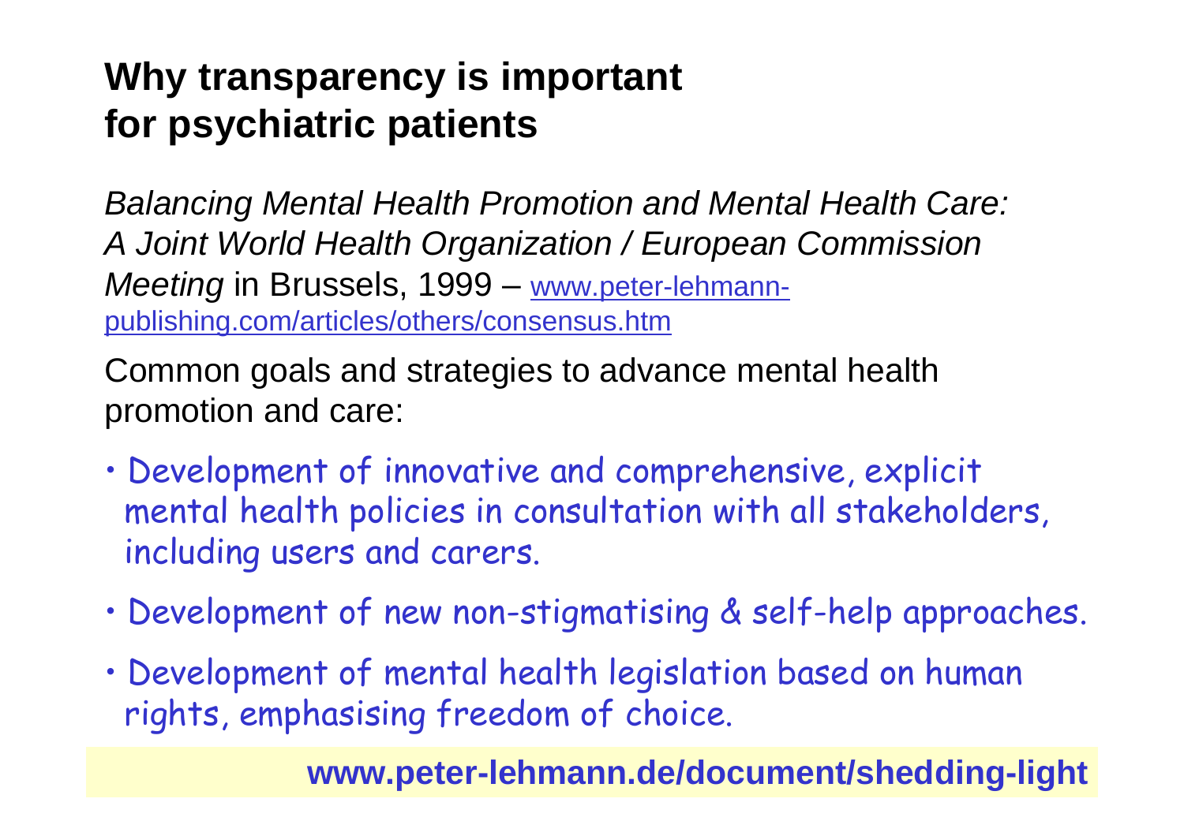# Why transparency is important for psychiatric patients

*Balancing Mental Health Promotion and Mental Health Care: A Joint World Health Organization / European Commission Meeting* in Brussels, 1999 – www.peter-lehmann-publishing.com/articles/others/consensus.htm

Common goals and strategies to advance mental health promotion and care:

- Development of innovative and comprehensive, explicit mental health policies in consultation with all stakeholders, including users and carers.
- Development of new non-stigmatising & self-help approaches.
- Development of mental health legislation based on human rights, emphasising freedom of choice.

**www.peter-lehmann.de/document/shedding-light**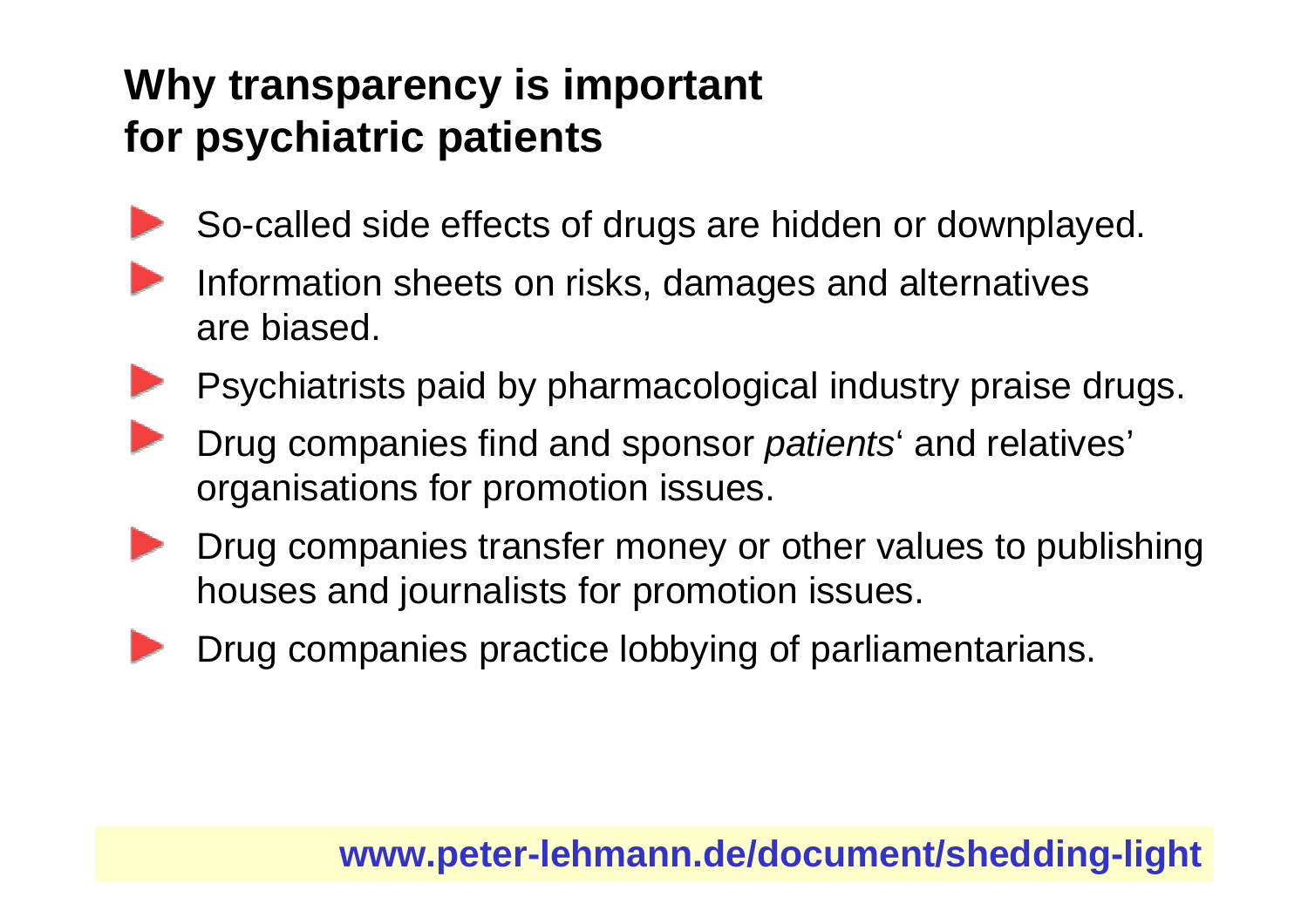## Why transparency is important for psychiatric patients

- So-called side effects of drugs are hidden or downplayed.
- Information sheets on risks, damages and alternatives are biased.
- Psychiatrists paid by pharmacological industry praise drugs.
- Drug companies find and sponsor *patients*‘ and relatives’ organisations for promotion issues.
- Drug companies transfer money or other values to publishing houses and journalists for promotion issues.
- Drug companies practice lobbying of parliamentarians.

**www.peter-lehmann.de/document/shedding-light**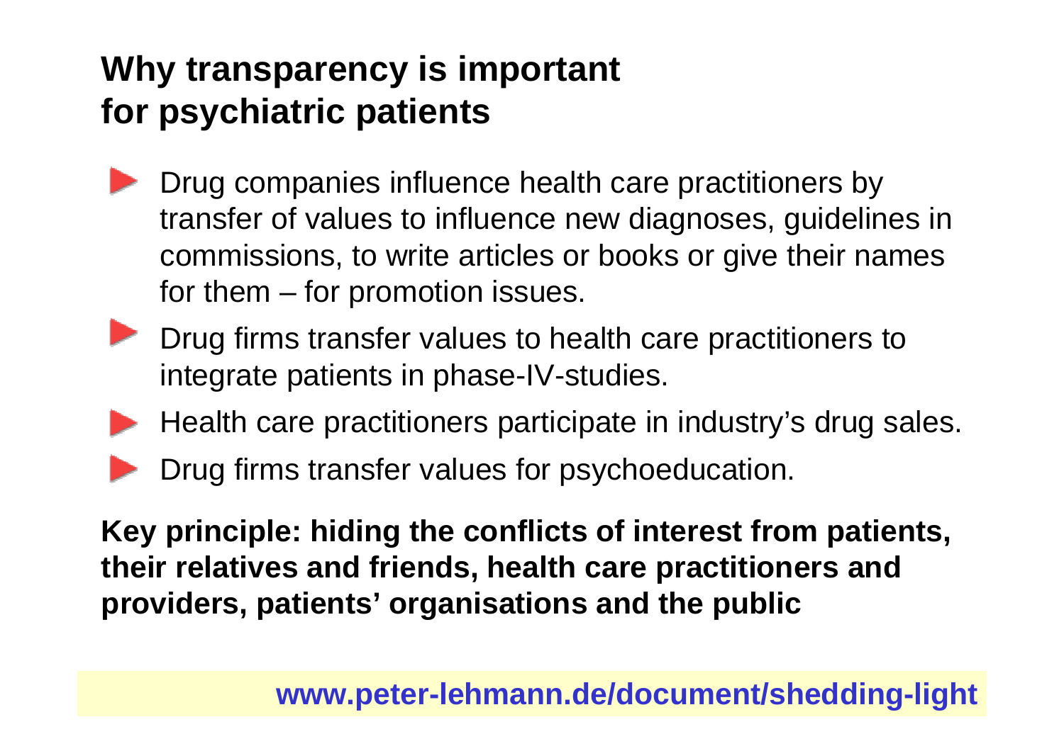## Why transparency is important for psychiatric patients

- Drug companies influence health care practitioners by transfer of values to influence new diagnoses, guidelines in commissions, to write articles or books or give their names for them – for promotion issues.
- Drug firms transfer values to health care practitioners to integrate patients in phase-IV-studies.
- Health care practitioners participate in industry's drug sales.
- Drug firms transfer values for psychoeducation.

**Key principle: hiding the conflicts of interest from patients, their relatives and friends, health care practitioners and providers, patients' organisations and the public**

**www.peter-lehmann.de/document/shedding-light**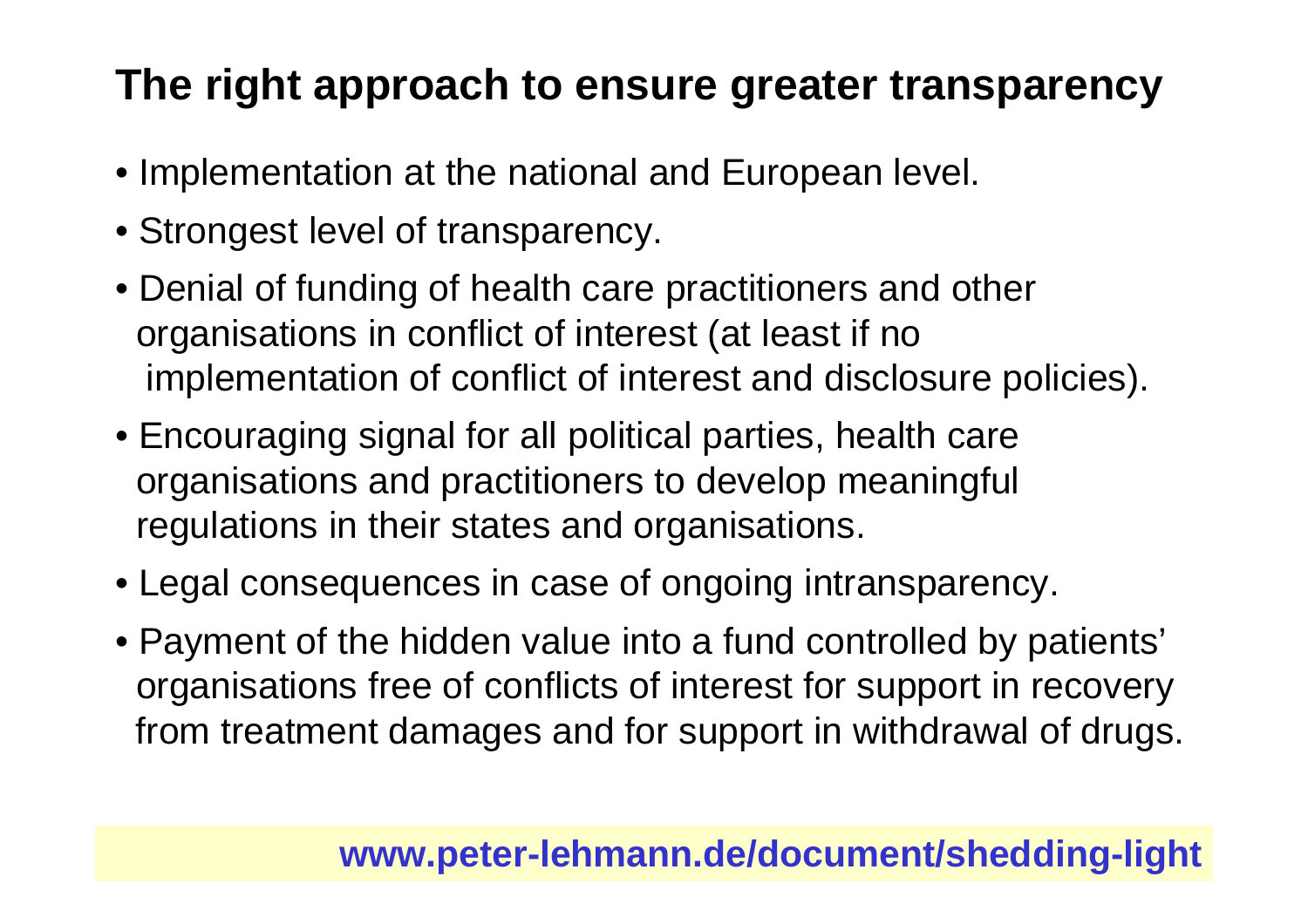# The right approach to ensure greater transparency

- Implementation at the national and European level.
- Strongest level of transparency.
- Denial of funding of health care practitioners and other organisations in conflict of interest (at least if no implementation of conflict of interest and disclosure policies).
- Encouraging signal for all political parties, health care organisations and practitioners to develop meaningful regulations in their states and organisations.
- Legal consequences in case of ongoing intransparency.
- Payment of the hidden value into a fund controlled by patients' organisations free of conflicts of interest for support in recovery from treatment damages and for support in withdrawal of drugs.

**www.peter-lehmann.de/document/shedding-light**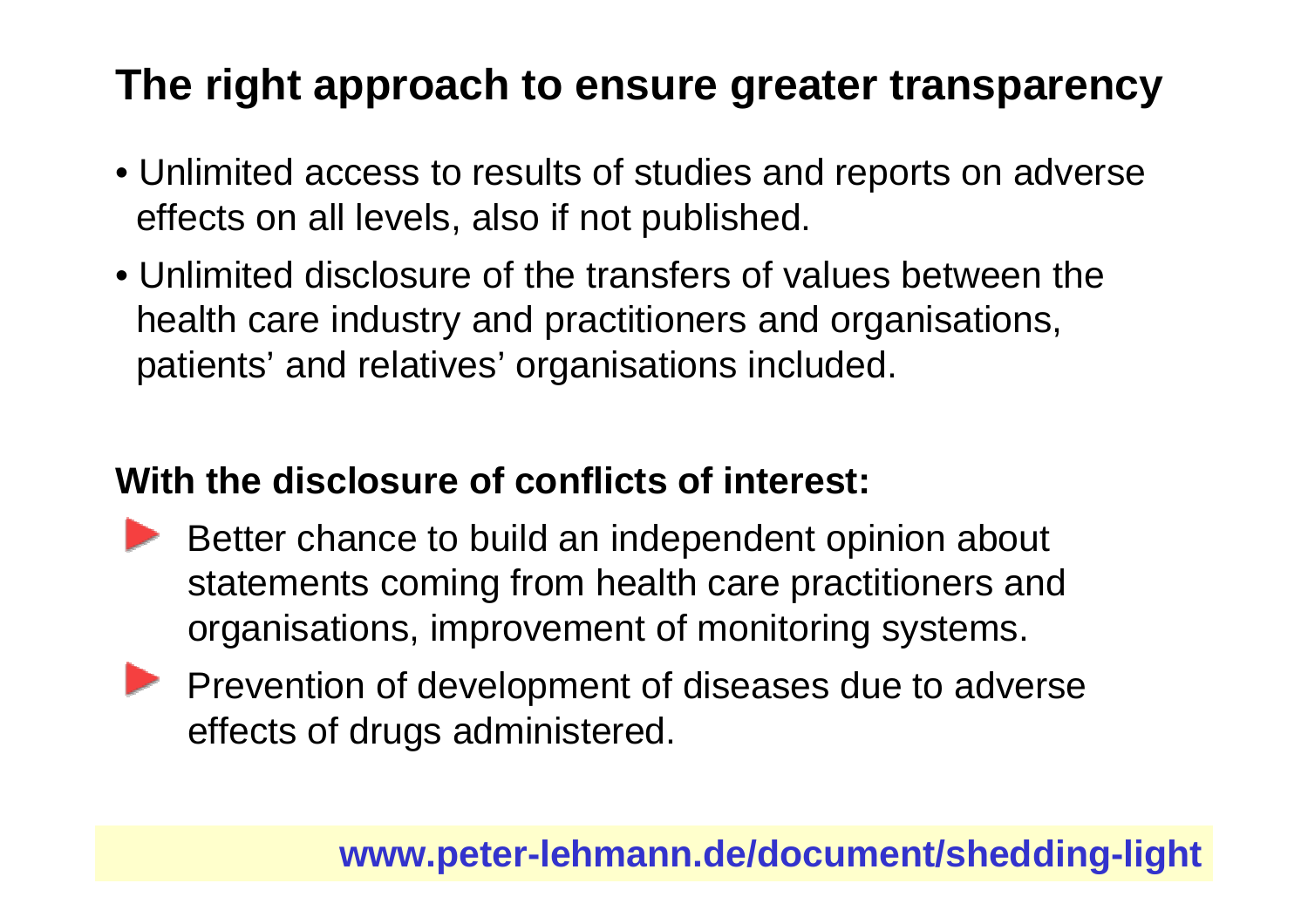# The right approach to ensure greater transparency

- Unlimited access to results of studies and reports on adverse effects on all levels, also if not published.
- Unlimited disclosure of the transfers of values between the health care industry and practitioners and organisations, patients' and relatives' organisations included.

**With the disclosure of conflicts of interest:**

- Better chance to build an independent opinion about statements coming from health care practitioners and organisations, improvement of monitoring systems.
- Prevention of development of diseases due to adverse effects of drugs administered.

**www.peter-lehmann.de/document/shedding-light**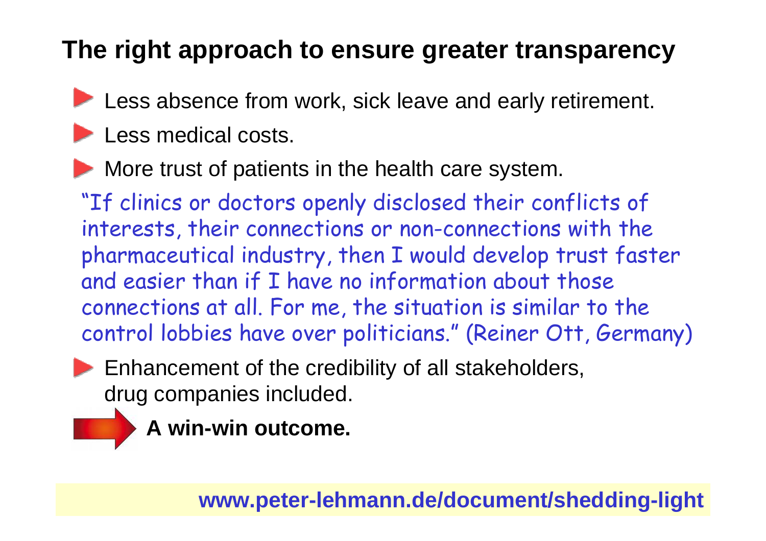# The right approach to ensure greater transparency

- Less absence from work, sick leave and early retirement.
- Less medical costs.
- More trust of patients in the health care system.

"If clinics or doctors openly disclosed their conflicts of interests, their connections or non-connections with the pharmaceutical industry, then I would develop trust faster and easier than if I have no information about those connections at all. For me, the situation is similar to the control lobbies have over politicians." (Reiner Ott, Germany)

- Enhancement of the credibility of all stakeholders, drug companies included.

→ **A win-win outcome.**

**www.peter-lehmann.de/document/shedding-light**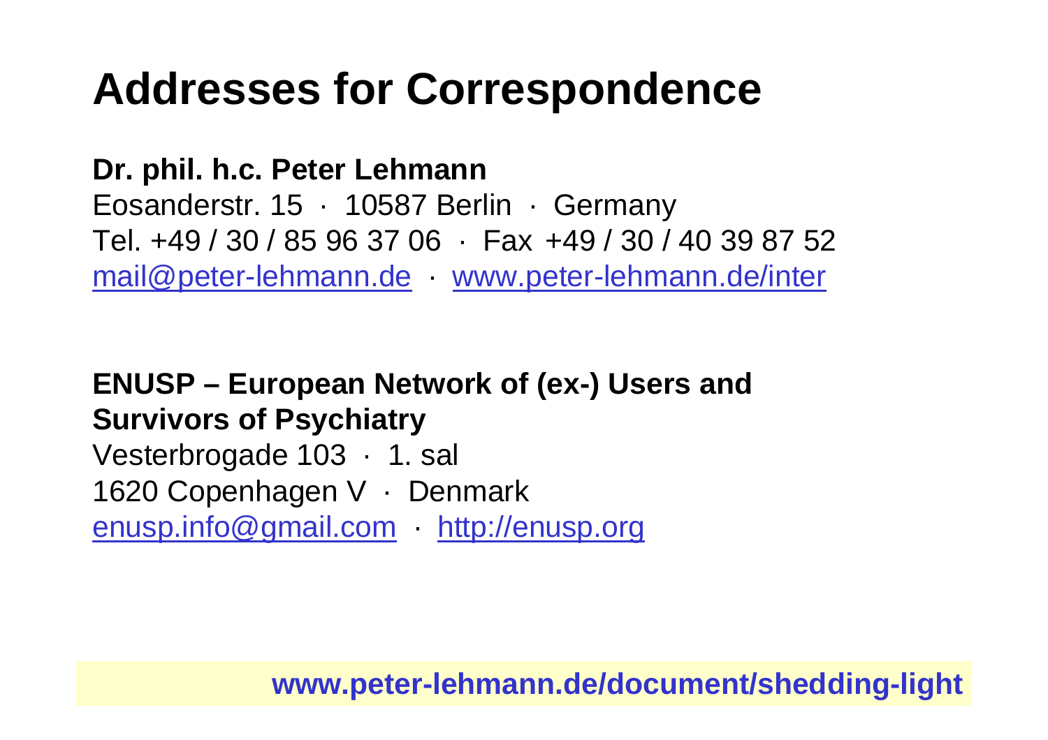# Addresses for Correspondence

**Dr. phil. h.c. Peter Lehmann**
Eosanderstr. 15 · 10587 Berlin · Germany
Tel. +49 / 30 / 85 96 37 06 · Fax +49 / 30 / 40 39 87 52
mail@peter-lehmann.de · www.peter-lehmann.de/inter

**ENUSP – European Network of (ex-) Users and Survivors of Psychiatry**
Vesterbrogade 103 · 1. sal
1620 Copenhagen V · Denmark
enusp.info@gmail.com · http://enusp.org

**www.peter-lehmann.de/document/shedding-light**